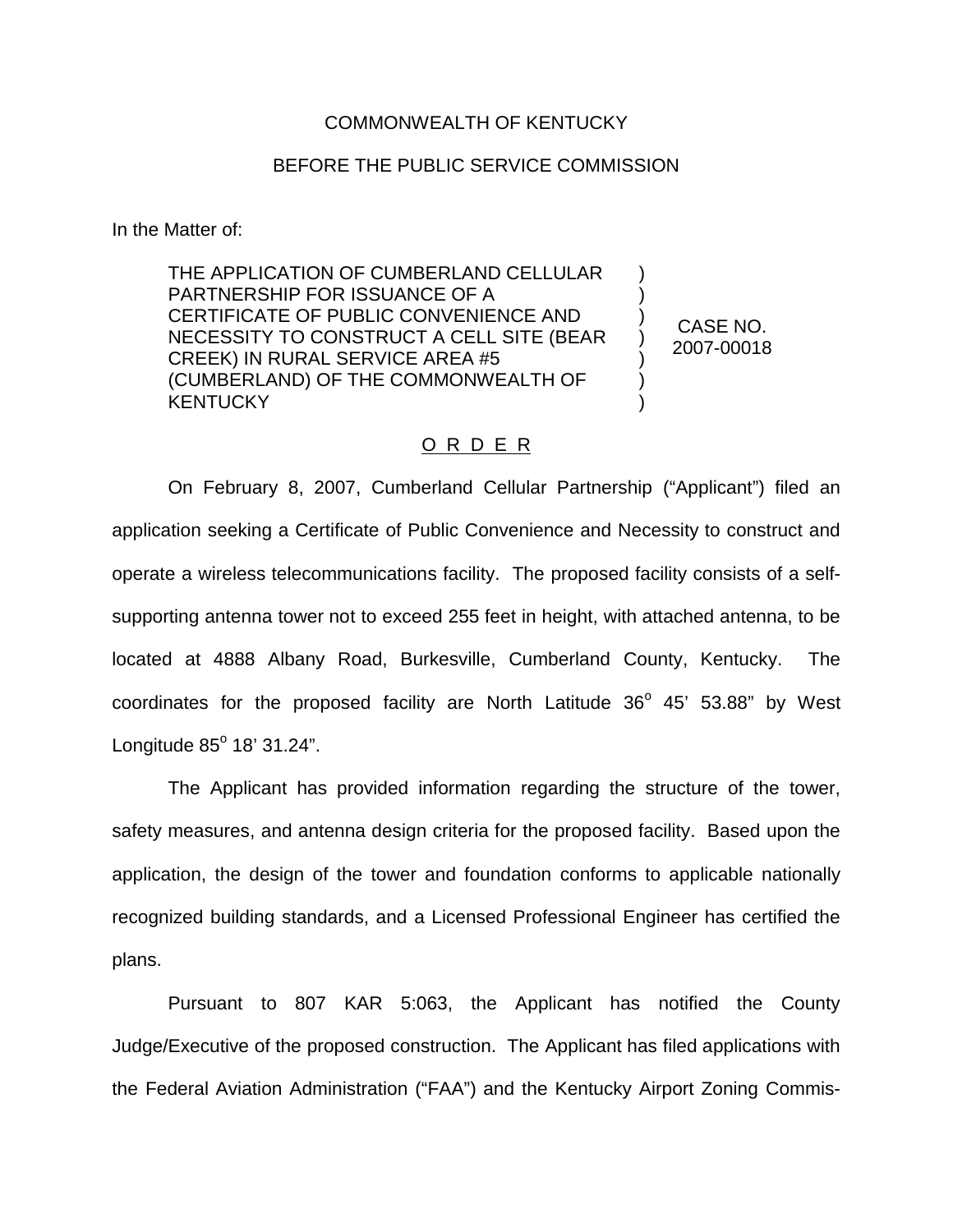COMMONWEALTH OF KENTUCKY

BEFORE THE PUBLIC SERVICE COMMISSION

In the Matter of:

| | | |
|---|---|---|
| THE APPLICATION OF CUMBERLAND CELLULAR PARTNERSHIP FOR ISSUANCE OF A CERTIFICATE OF PUBLIC CONVENIENCE AND NECESSITY TO CONSTRUCT A CELL SITE (BEAR CREEK) IN RURAL SERVICE AREA #5 (CUMBERLAND) OF THE COMMONWEALTH OF KENTUCKY | ) ) ) ) ) ) ) | CASE NO. 2007-00018 |

O R D E R

On February 8, 2007, Cumberland Cellular Partnership ("Applicant") filed an application seeking a Certificate of Public Convenience and Necessity to construct and operate a wireless telecommunications facility. The proposed facility consists of a self-supporting antenna tower not to exceed 255 feet in height, with attached antenna, to be located at 4888 Albany Road, Burkesville, Cumberland County, Kentucky. The coordinates for the proposed facility are North Latitude 36° 45' 53.88" by West Longitude 85° 18' 31.24".

The Applicant has provided information regarding the structure of the tower, safety measures, and antenna design criteria for the proposed facility. Based upon the application, the design of the tower and foundation conforms to applicable nationally recognized building standards, and a Licensed Professional Engineer has certified the plans.

Pursuant to 807 KAR 5:063, the Applicant has notified the County Judge/Executive of the proposed construction. The Applicant has filed applications with the Federal Aviation Administration ("FAA") and the Kentucky Airport Zoning Commis-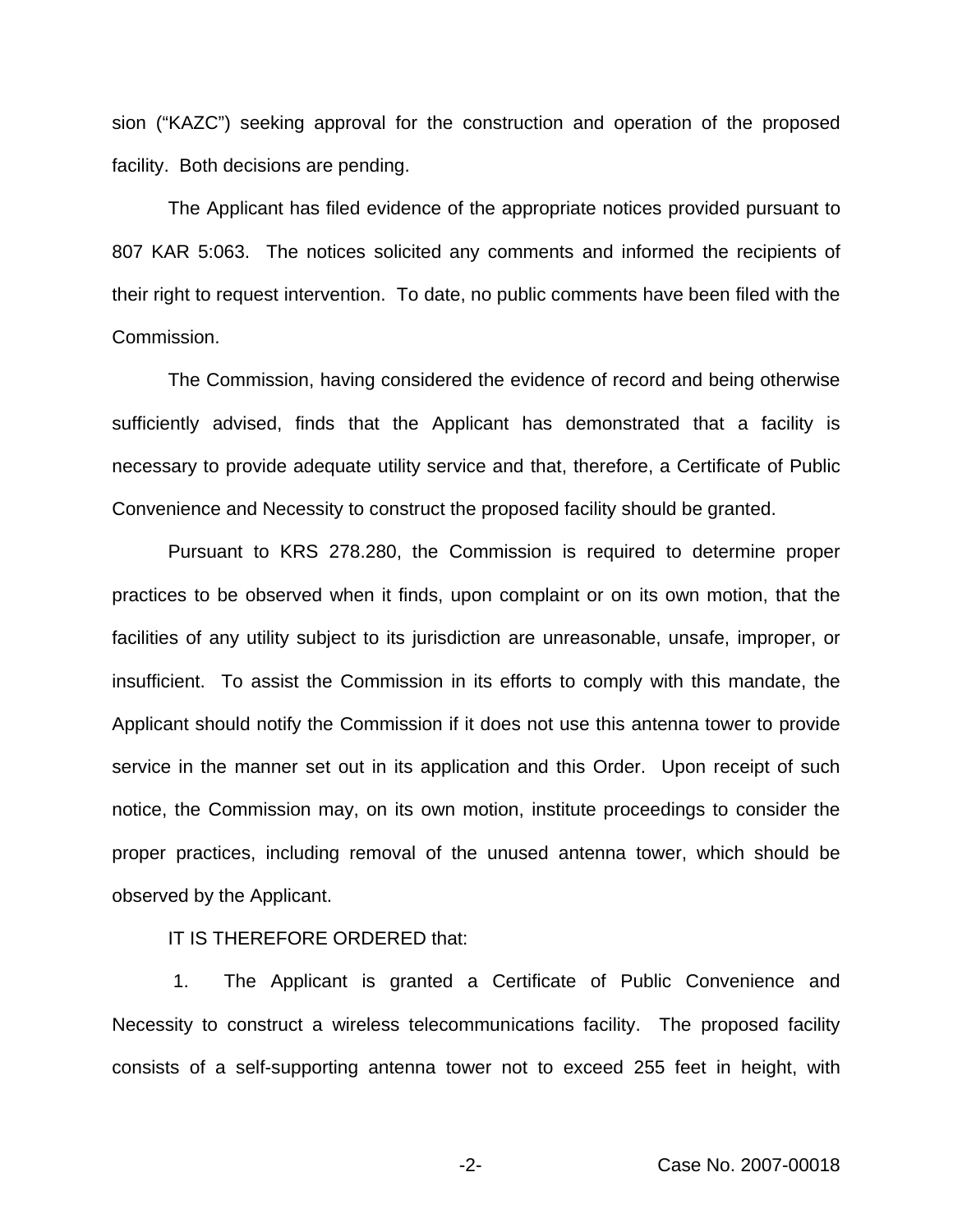sion ("KAZC") seeking approval for the construction and operation of the proposed facility. Both decisions are pending.

The Applicant has filed evidence of the appropriate notices provided pursuant to 807 KAR 5:063. The notices solicited any comments and informed the recipients of their right to request intervention. To date, no public comments have been filed with the Commission.

The Commission, having considered the evidence of record and being otherwise sufficiently advised, finds that the Applicant has demonstrated that a facility is necessary to provide adequate utility service and that, therefore, a Certificate of Public Convenience and Necessity to construct the proposed facility should be granted.

Pursuant to KRS 278.280, the Commission is required to determine proper practices to be observed when it finds, upon complaint or on its own motion, that the facilities of any utility subject to its jurisdiction are unreasonable, unsafe, improper, or insufficient. To assist the Commission in its efforts to comply with this mandate, the Applicant should notify the Commission if it does not use this antenna tower to provide service in the manner set out in its application and this Order. Upon receipt of such notice, the Commission may, on its own motion, institute proceedings to consider the proper practices, including removal of the unused antenna tower, which should be observed by the Applicant.

IT IS THEREFORE ORDERED that:

1. The Applicant is granted a Certificate of Public Convenience and Necessity to construct a wireless telecommunications facility. The proposed facility consists of a self-supporting antenna tower not to exceed 255 feet in height, with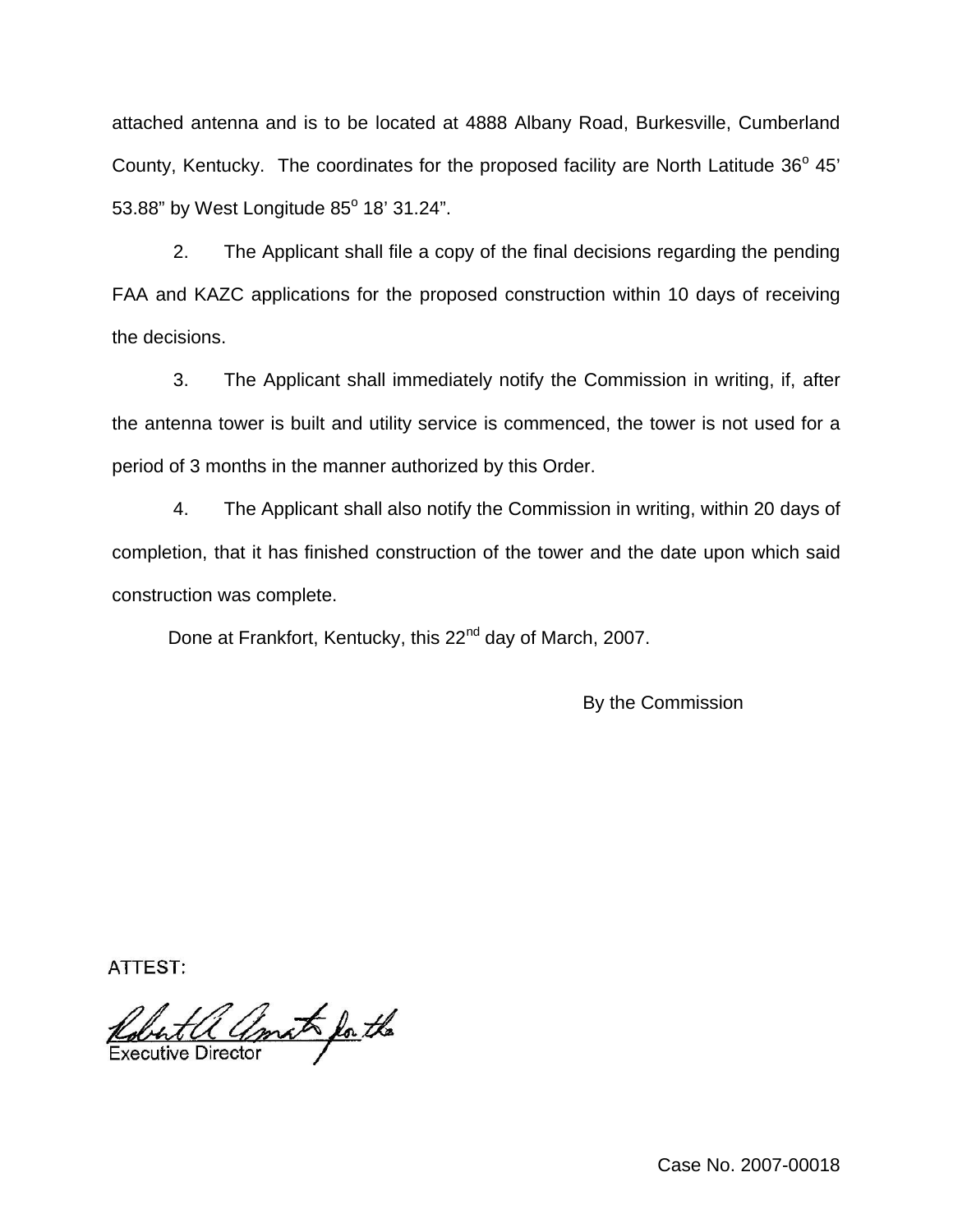attached antenna and is to be located at 4888 Albany Road, Burkesville, Cumberland County, Kentucky. The coordinates for the proposed facility are North Latitude 36$^o$ 45' 53.88" by West Longitude 85$^o$ 18' 31.24".

2. The Applicant shall file a copy of the final decisions regarding the pending FAA and KAZC applications for the proposed construction within 10 days of receiving the decisions.

3. The Applicant shall immediately notify the Commission in writing, if, after the antenna tower is built and utility service is commenced, the tower is not used for a period of 3 months in the manner authorized by this Order.

4. The Applicant shall also notify the Commission in writing, within 20 days of completion, that it has finished construction of the tower and the date upon which said construction was complete.

Done at Frankfort, Kentucky, this 22nd day of March, 2007.

By the Commission

ATTEST:

Robert A. Amato for the
Executive Director

Case No. 2007-00018